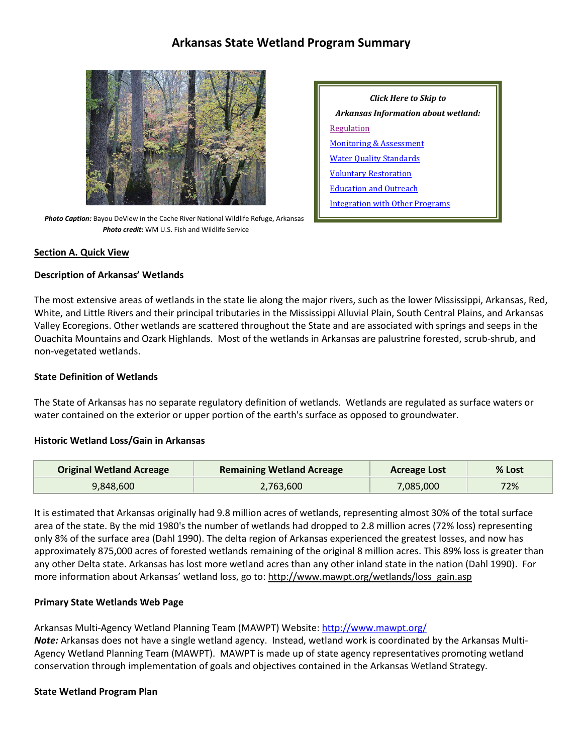# Arkansas State Wetland Program Summary

**Photo Caption:** Bayou DeView in the Cache River National Wildlife Refuge, Arkansas
**Photo credit:** WM U.S. Fish and Wildlife Service

*Click Here to Skip to*
***Arkansas Information about wetland:***

- [Regulation]
- [Monitoring & Assessment]
- [Water Quality Standards]
- [Voluntary Restoration]
- [Education and Outreach]
- [Integration with Other Programs]

## Section A. Quick View

### Description of Arkansas' Wetlands

The most extensive areas of wetlands in the state lie along the major rivers, such as the lower Mississippi, Arkansas, Red, White, and Little Rivers and their principal tributaries in the Mississippi Alluvial Plain, South Central Plains, and Arkansas Valley Ecoregions. Other wetlands are scattered throughout the State and are associated with springs and seeps in the Ouachita Mountains and Ozark Highlands. Most of the wetlands in Arkansas are palustrine forested, scrub-shrub, and non-vegetated wetlands.

### State Definition of Wetlands

The State of Arkansas has no separate regulatory definition of wetlands. Wetlands are regulated as surface waters or water contained on the exterior or upper portion of the earth's surface as opposed to groundwater.

### Historic Wetland Loss/Gain in Arkansas

| Original Wetland Acreage | Remaining Wetland Acreage | Acreage Lost | % Lost |
|---|---|---|---|
| 9,848,600 | 2,763,600 | 7,085,000 | 72% |

It is estimated that Arkansas originally had 9.8 million acres of wetlands, representing almost 30% of the total surface area of the state. By the mid 1980's the number of wetlands had dropped to 2.8 million acres (72% loss) representing only 8% of the surface area (Dahl 1990). The delta region of Arkansas experienced the greatest losses, and now has approximately 875,000 acres of forested wetlands remaining of the original 8 million acres. This 89% loss is greater than any other Delta state. Arkansas has lost more wetland acres than any other inland state in the nation (Dahl 1990). For more information about Arkansas' wetland loss, go to: http://www.mawpt.org/wetlands/loss_gain.asp

### Primary State Wetlands Web Page

Arkansas Multi-Agency Wetland Planning Team (MAWPT) Website: http://www.mawpt.org/
***Note:*** Arkansas does not have a single wetland agency. Instead, wetland work is coordinated by the Arkansas Multi-Agency Wetland Planning Team (MAWPT). MAWPT is made up of state agency representatives promoting wetland conservation through implementation of goals and objectives contained in the Arkansas Wetland Strategy.

### State Wetland Program Plan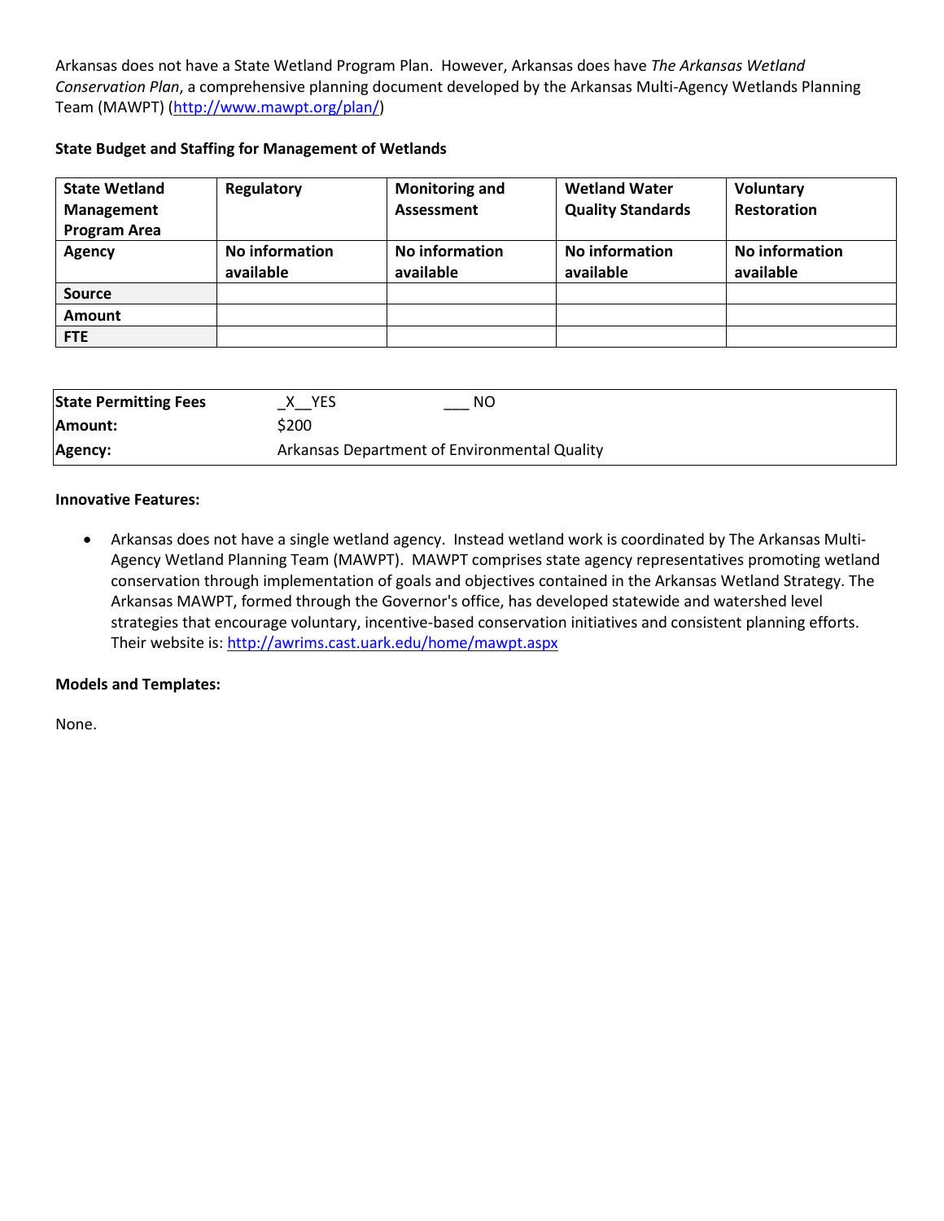Arkansas does not have a State Wetland Program Plan. However, Arkansas does have *The Arkansas Wetland Conservation Plan*, a comprehensive planning document developed by the Arkansas Multi-Agency Wetlands Planning Team (MAWPT) (http://www.mawpt.org/plan/)

**State Budget and Staffing for Management of Wetlands**

| State Wetland Management Program Area | Regulatory | Monitoring and Assessment | Wetland Water Quality Standards | Voluntary Restoration |
|---|---|---|---|---|
| **Agency** | **No information available** | **No information available** | **No information available** | **No information available** |
| **Source** | | | | |
| **Amount** | | | | |
| **FTE** | | | | |

| | | |
|---|---|---|
| **State Permitting Fees** | _X__YES | ___ NO |
| **Amount:** | $200 | |
| **Agency:** | Arkansas Department of Environmental Quality | |

**Innovative Features:**

- Arkansas does not have a single wetland agency. Instead wetland work is coordinated by The Arkansas Multi-Agency Wetland Planning Team (MAWPT). MAWPT comprises state agency representatives promoting wetland conservation through implementation of goals and objectives contained in the Arkansas Wetland Strategy. The Arkansas MAWPT, formed through the Governor's office, has developed statewide and watershed level strategies that encourage voluntary, incentive-based conservation initiatives and consistent planning efforts. Their website is: http://awrims.cast.uark.edu/home/mawpt.aspx

**Models and Templates:**

None.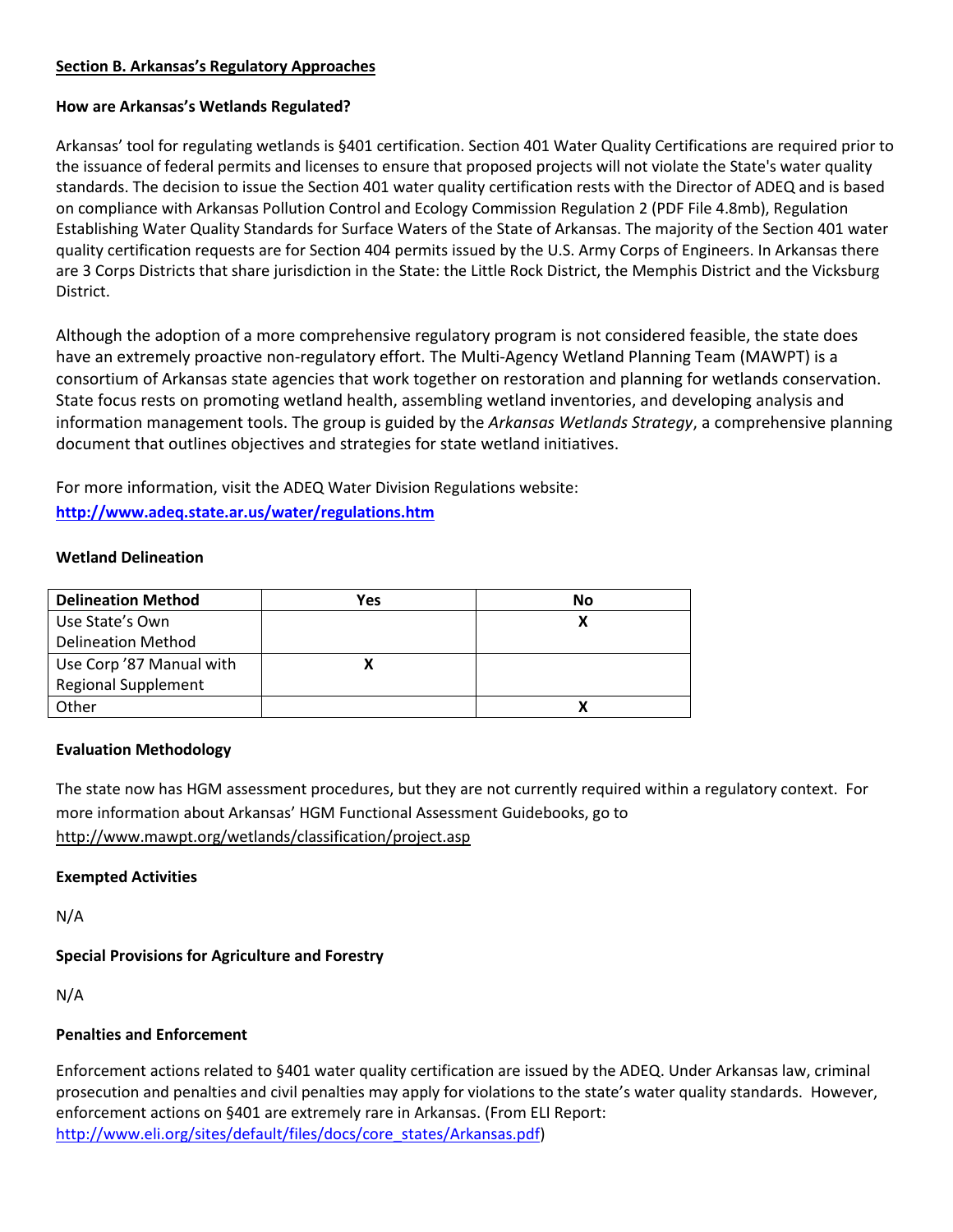## Section B. Arkansas's Regulatory Approaches

### How are Arkansas's Wetlands Regulated?

Arkansas' tool for regulating wetlands is §401 certification. Section 401 Water Quality Certifications are required prior to the issuance of federal permits and licenses to ensure that proposed projects will not violate the State's water quality standards. The decision to issue the Section 401 water quality certification rests with the Director of ADEQ and is based on compliance with Arkansas Pollution Control and Ecology Commission Regulation 2 (PDF File 4.8mb), Regulation Establishing Water Quality Standards for Surface Waters of the State of Arkansas. The majority of the Section 401 water quality certification requests are for Section 404 permits issued by the U.S. Army Corps of Engineers. In Arkansas there are 3 Corps Districts that share jurisdiction in the State: the Little Rock District, the Memphis District and the Vicksburg District.

Although the adoption of a more comprehensive regulatory program is not considered feasible, the state does have an extremely proactive non-regulatory effort. The Multi-Agency Wetland Planning Team (MAWPT) is a consortium of Arkansas state agencies that work together on restoration and planning for wetlands conservation. State focus rests on promoting wetland health, assembling wetland inventories, and developing analysis and information management tools. The group is guided by the *Arkansas Wetlands Strategy*, a comprehensive planning document that outlines objectives and strategies for state wetland initiatives.

For more information, visit the ADEQ Water Division Regulations website:
**http://www.adeq.state.ar.us/water/regulations.htm**

### Wetland Delineation

| Delineation Method | Yes | No |
|---|---|---|
| Use State's Own Delineation Method | | X |
| Use Corp '87 Manual with Regional Supplement | X | |
| Other | | X |

### Evaluation Methodology

The state now has HGM assessment procedures, but they are not currently required within a regulatory context. For more information about Arkansas' HGM Functional Assessment Guidebooks, go to http://www.mawpt.org/wetlands/classification/project.asp

### Exempted Activities

N/A

### Special Provisions for Agriculture and Forestry

N/A

### Penalties and Enforcement

Enforcement actions related to §401 water quality certification are issued by the ADEQ. Under Arkansas law, criminal prosecution and penalties and civil penalties may apply for violations to the state's water quality standards. However, enforcement actions on §401 are extremely rare in Arkansas. (From ELI Report: http://www.eli.org/sites/default/files/docs/core_states/Arkansas.pdf)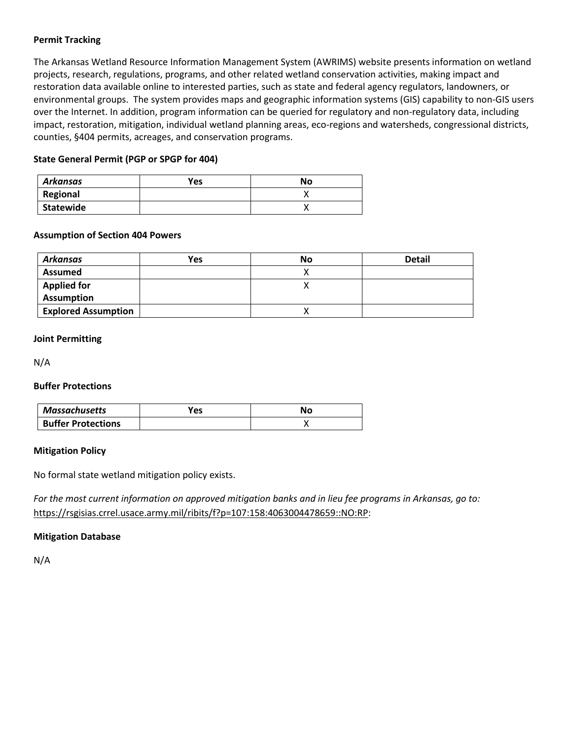**Permit Tracking**

The Arkansas Wetland Resource Information Management System (AWRIMS) website presents information on wetland projects, research, regulations, programs, and other related wetland conservation activities, making impact and restoration data available online to interested parties, such as state and federal agency regulators, landowners, or environmental groups. The system provides maps and geographic information systems (GIS) capability to non-GIS users over the Internet. In addition, program information can be queried for regulatory and non-regulatory data, including impact, restoration, mitigation, individual wetland planning areas, eco-regions and watersheds, congressional districts, counties, §404 permits, acreages, and conservation programs.

**State General Permit (PGP or SPGP for 404)**

| *Arkansas* | Yes | No |
|---|---|---|
| **Regional** | | X |
| **Statewide** | | X |

**Assumption of Section 404 Powers**

| *Arkansas* | Yes | No | Detail |
|---|---|---|---|
| **Assumed** | | X | |
| **Applied for Assumption** | | X | |
| **Explored Assumption** | | X | |

**Joint Permitting**

N/A

**Buffer Protections**

| *Massachusetts* | Yes | No |
|---|---|---|
| **Buffer Protections** | | X |

**Mitigation Policy**

No formal state wetland mitigation policy exists.

*For the most current information on approved mitigation banks and in lieu fee programs in Arkansas, go to:* https://rsgisias.crrel.usace.army.mil/ribits/f?p=107:158:4063004478659::NO:RP:

**Mitigation Database**

N/A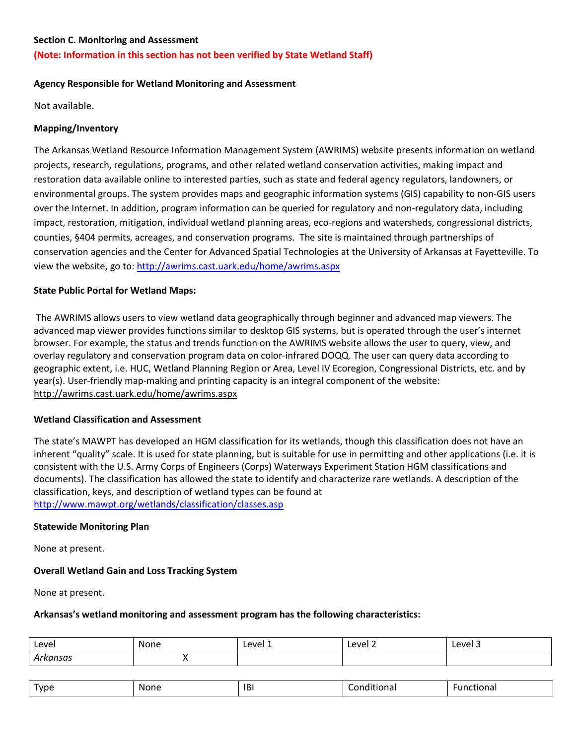**Section C. Monitoring and Assessment**

**(Note: Information in this section has not been verified by State Wetland Staff)**

**Agency Responsible for Wetland Monitoring and Assessment**

Not available.

**Mapping/Inventory**

The Arkansas Wetland Resource Information Management System (AWRIMS) website presents information on wetland projects, research, regulations, programs, and other related wetland conservation activities, making impact and restoration data available online to interested parties, such as state and federal agency regulators, landowners, or environmental groups. The system provides maps and geographic information systems (GIS) capability to non-GIS users over the Internet. In addition, program information can be queried for regulatory and non-regulatory data, including impact, restoration, mitigation, individual wetland planning areas, eco-regions and watersheds, congressional districts, counties, §404 permits, acreages, and conservation programs. The site is maintained through partnerships of conservation agencies and the Center for Advanced Spatial Technologies at the University of Arkansas at Fayetteville. To view the website, go to: http://awrims.cast.uark.edu/home/awrims.aspx

**State Public Portal for Wetland Maps:**

The AWRIMS allows users to view wetland data geographically through beginner and advanced map viewers. The advanced map viewer provides functions similar to desktop GIS systems, but is operated through the user's internet browser. For example, the status and trends function on the AWRIMS website allows the user to query, view, and overlay regulatory and conservation program data on color-infrared DOQQ. The user can query data according to geographic extent, i.e. HUC, Wetland Planning Region or Area, Level IV Ecoregion, Congressional Districts, etc. and by year(s). User-friendly map-making and printing capacity is an integral component of the website: http://awrims.cast.uark.edu/home/awrims.aspx

**Wetland Classification and Assessment**

The state's MAWPT has developed an HGM classification for its wetlands, though this classification does not have an inherent "quality" scale. It is used for state planning, but is suitable for use in permitting and other applications (i.e. it is consistent with the U.S. Army Corps of Engineers (Corps) Waterways Experiment Station HGM classifications and documents). The classification has allowed the state to identify and characterize rare wetlands. A description of the classification, keys, and description of wetland types can be found at http://www.mawpt.org/wetlands/classification/classes.asp

**Statewide Monitoring Plan**

None at present.

**Overall Wetland Gain and Loss Tracking System**

None at present.

**Arkansas's wetland monitoring and assessment program has the following characteristics:**

| Level | None | Level 1 | Level 2 | Level 3 |
|---|---|---|---|---|
| *Arkansas* | X | | | |

| Type | None | IBI | Conditional | Functional |
|---|---|---|---|---|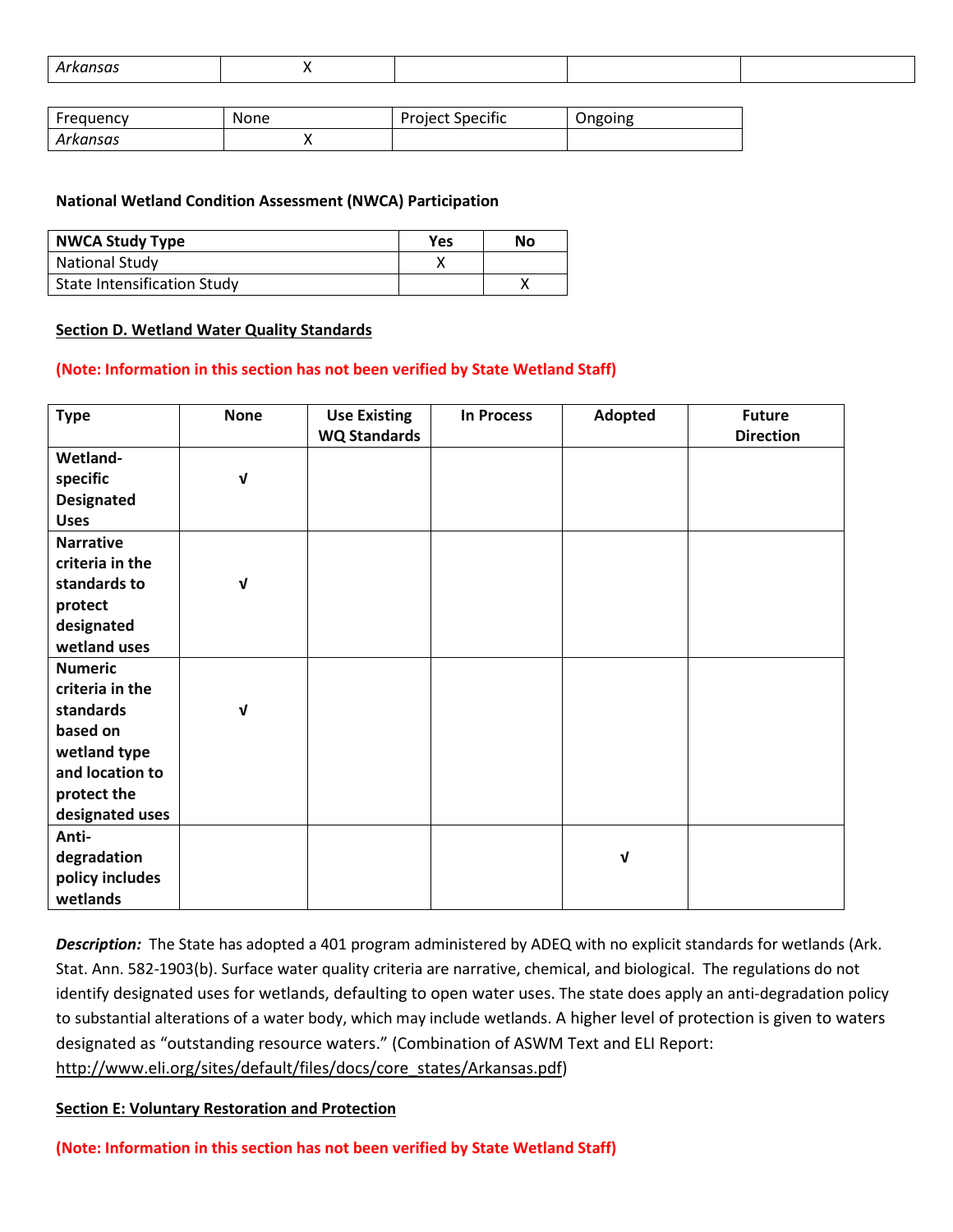| Arkansas | X | | | |
|---|---|---|---|---|

| Frequency | None | Project Specific | Ongoing |
|---|---|---|---|
| *Arkansas* | X | | |

**National Wetland Condition Assessment (NWCA) Participation**

| NWCA Study Type | Yes | No |
|---|---|---|
| National Study | X | |
| State Intensification Study | | X |

**Section D. Wetland Water Quality Standards**

**(Note: Information in this section has not been verified by State Wetland Staff)**

| Type | None | Use Existing WQ Standards | In Process | Adopted | Future Direction |
|---|---|---|---|---|---|
| **Wetland-specific Designated Uses** | √ | | | | |
| **Narrative criteria in the standards to protect designated wetland uses** | √ | | | | |
| **Numeric criteria in the standards based on wetland type and location to protect the designated uses** | √ | | | | |
| **Anti-degradation policy includes wetlands** | | | | √ | |

***Description:*** The State has adopted a 401 program administered by ADEQ with no explicit standards for wetlands (Ark. Stat. Ann. 582-1903(b). Surface water quality criteria are narrative, chemical, and biological. The regulations do not identify designated uses for wetlands, defaulting to open water uses. The state does apply an anti-degradation policy to substantial alterations of a water body, which may include wetlands. A higher level of protection is given to waters designated as "outstanding resource waters." (Combination of ASWM Text and ELI Report: http://www.eli.org/sites/default/files/docs/core_states/Arkansas.pdf)

**Section E: Voluntary Restoration and Protection**

**(Note: Information in this section has not been verified by State Wetland Staff)**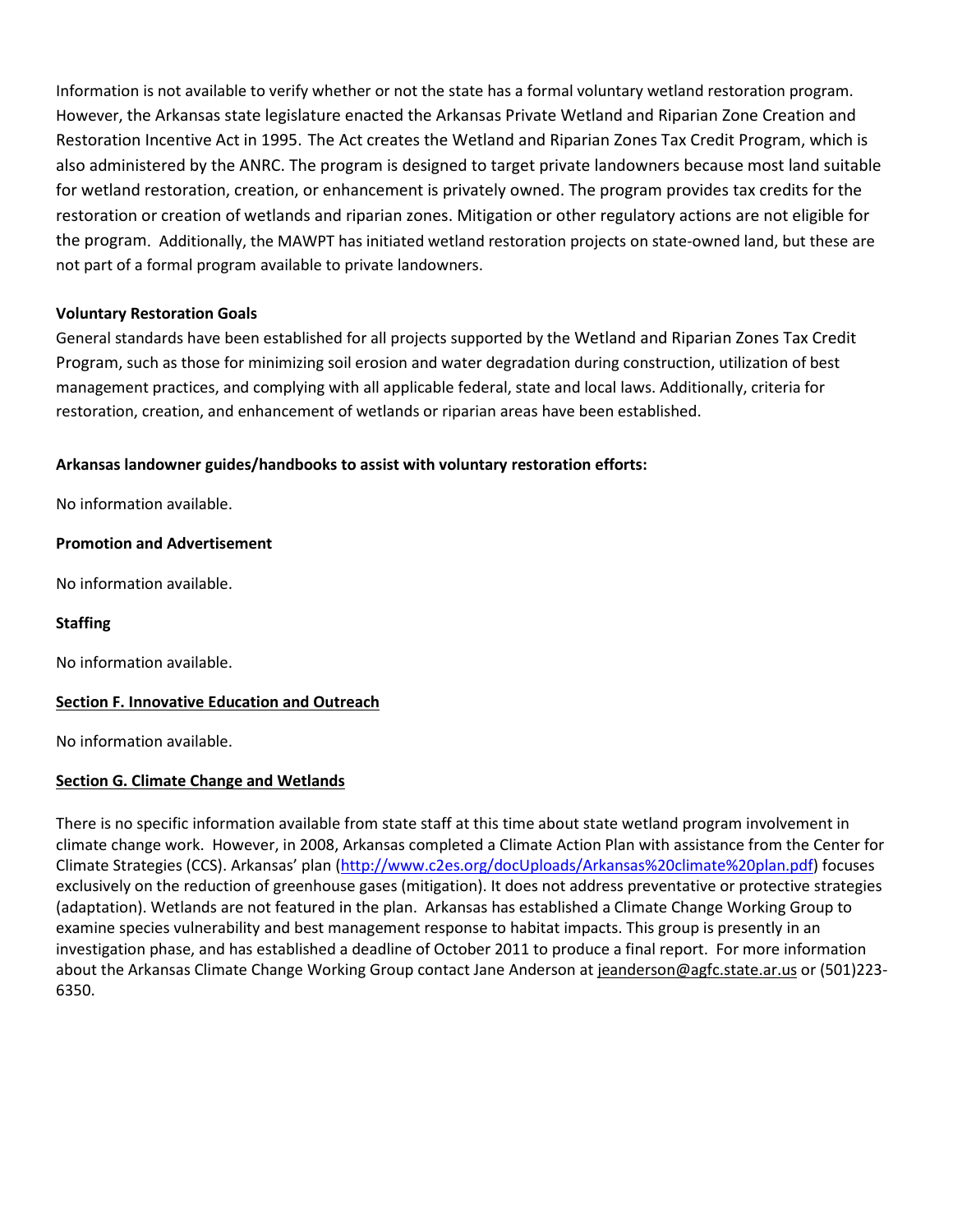Information is not available to verify whether or not the state has a formal voluntary wetland restoration program. However, the Arkansas state legislature enacted the Arkansas Private Wetland and Riparian Zone Creation and Restoration Incentive Act in 1995. The Act creates the Wetland and Riparian Zones Tax Credit Program, which is also administered by the ANRC. The program is designed to target private landowners because most land suitable for wetland restoration, creation, or enhancement is privately owned. The program provides tax credits for the restoration or creation of wetlands and riparian zones. Mitigation or other regulatory actions are not eligible for the program. Additionally, the MAWPT has initiated wetland restoration projects on state-owned land, but these are not part of a formal program available to private landowners.

**Voluntary Restoration Goals**

General standards have been established for all projects supported by the Wetland and Riparian Zones Tax Credit Program, such as those for minimizing soil erosion and water degradation during construction, utilization of best management practices, and complying with all applicable federal, state and local laws. Additionally, criteria for restoration, creation, and enhancement of wetlands or riparian areas have been established.

**Arkansas landowner guides/handbooks to assist with voluntary restoration efforts:**

No information available.

**Promotion and Advertisement**

No information available.

**Staffing**

No information available.

## Section F. Innovative Education and Outreach

No information available.

## Section G. Climate Change and Wetlands

There is no specific information available from state staff at this time about state wetland program involvement in climate change work. However, in 2008, Arkansas completed a Climate Action Plan with assistance from the Center for Climate Strategies (CCS). Arkansas' plan (http://www.c2es.org/docUploads/Arkansas%20climate%20plan.pdf) focuses exclusively on the reduction of greenhouse gases (mitigation). It does not address preventative or protective strategies (adaptation). Wetlands are not featured in the plan. Arkansas has established a Climate Change Working Group to examine species vulnerability and best management response to habitat impacts. This group is presently in an investigation phase, and has established a deadline of October 2011 to produce a final report. For more information about the Arkansas Climate Change Working Group contact Jane Anderson at jeanderson@agfc.state.ar.us or (501)223-6350.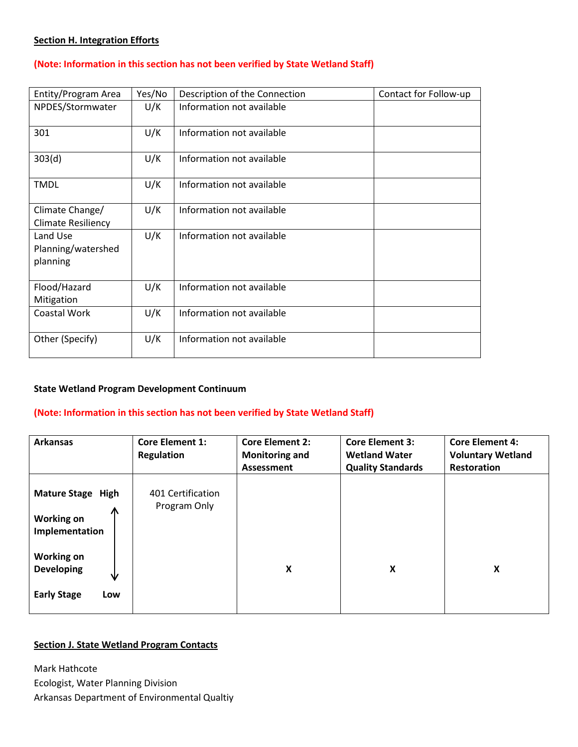**Section H. Integration Efforts**

**(Note: Information in this section has not been verified by State Wetland Staff)**

| Entity/Program Area | Yes/No | Description of the Connection | Contact for Follow-up |
|---|---|---|---|
| NPDES/Stormwater | U/K | Information not available | |
| 301 | U/K | Information not available | |
| 303(d) | U/K | Information not available | |
| TMDL | U/K | Information not available | |
| Climate Change/ Climate Resiliency | U/K | Information not available | |
| Land Use Planning/watershed planning | U/K | Information not available | |
| Flood/Hazard Mitigation | U/K | Information not available | |
| Coastal Work | U/K | Information not available | |
| Other (Specify) | U/K | Information not available | |

**State Wetland Program Development Continuum**

**(Note: Information in this section has not been verified by State Wetland Staff)**

| **Arkansas** | **Core Element 1: Regulation** | **Core Element 2: Monitoring and Assessment** | **Core Element 3: Wetland Water Quality Standards** | **Core Element 4: Voluntary Wetland Restoration** |
|---|---|---|---|---|
| **Mature Stage High** | 401 Certification Program Only | | | |
| **Working on Implementation** | | | | |
| **Working on Developing** | | **X** | **X** | **X** |
| **Early Stage Low** | | | | |

**Section J. State Wetland Program Contacts**

Mark Hathcote
Ecologist, Water Planning Division
Arkansas Department of Environmental Qualtiy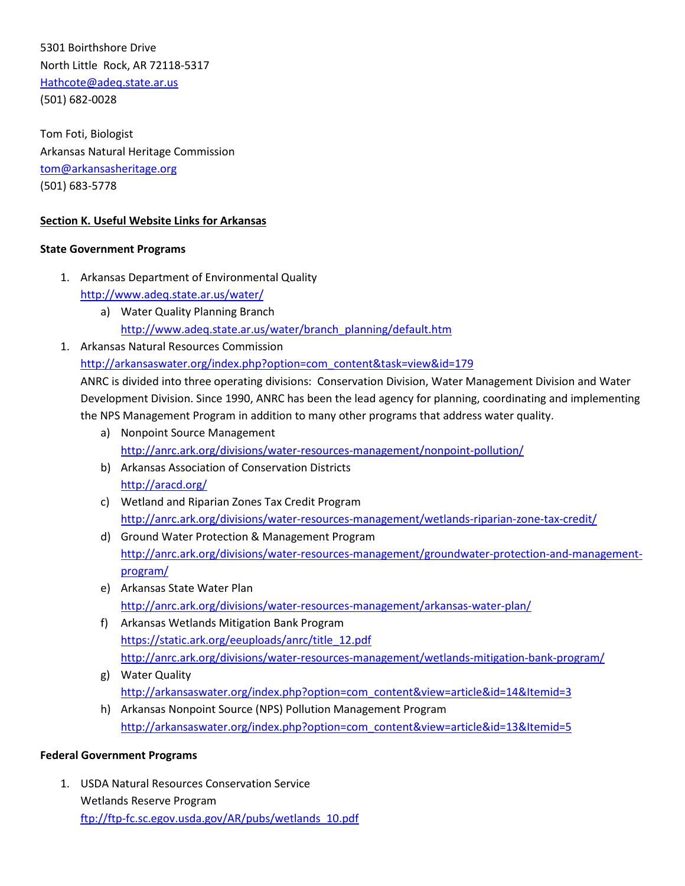5301 Boirthshore Drive
North Little Rock, AR 72118-5317
Hathcote@adeq.state.ar.us
(501) 682-0028

Tom Foti, Biologist
Arkansas Natural Heritage Commission
tom@arkansasheritage.org
(501) 683-5778

**Section K. Useful Website Links for Arkansas**

**State Government Programs**

1. Arkansas Department of Environmental Quality
   http://www.adeq.state.ar.us/water/
   a) Water Quality Planning Branch
      http://www.adeq.state.ar.us/water/branch_planning/default.htm
1. Arkansas Natural Resources Commission
   http://arkansaswater.org/index.php?option=com_content&task=view&id=179
   ANRC is divided into three operating divisions: Conservation Division, Water Management Division and Water Development Division. Since 1990, ANRC has been the lead agency for planning, coordinating and implementing the NPS Management Program in addition to many other programs that address water quality.
   a) Nonpoint Source Management
      http://anrc.ark.org/divisions/water-resources-management/nonpoint-pollution/
   b) Arkansas Association of Conservation Districts
      http://aracd.org/
   c) Wetland and Riparian Zones Tax Credit Program
      http://anrc.ark.org/divisions/water-resources-management/wetlands-riparian-zone-tax-credit/
   d) Ground Water Protection & Management Program
      http://anrc.ark.org/divisions/water-resources-management/groundwater-protection-and-management-program/
   e) Arkansas State Water Plan
      http://anrc.ark.org/divisions/water-resources-management/arkansas-water-plan/
   f) Arkansas Wetlands Mitigation Bank Program
      https://static.ark.org/eeuploads/anrc/title_12.pdf
      http://anrc.ark.org/divisions/water-resources-management/wetlands-mitigation-bank-program/
   g) Water Quality
      http://arkansaswater.org/index.php?option=com_content&view=article&id=14&Itemid=3
   h) Arkansas Nonpoint Source (NPS) Pollution Management Program
      http://arkansaswater.org/index.php?option=com_content&view=article&id=13&Itemid=5

**Federal Government Programs**

1. USDA Natural Resources Conservation Service
   Wetlands Reserve Program
   ftp://ftp-fc.sc.egov.usda.gov/AR/pubs/wetlands_10.pdf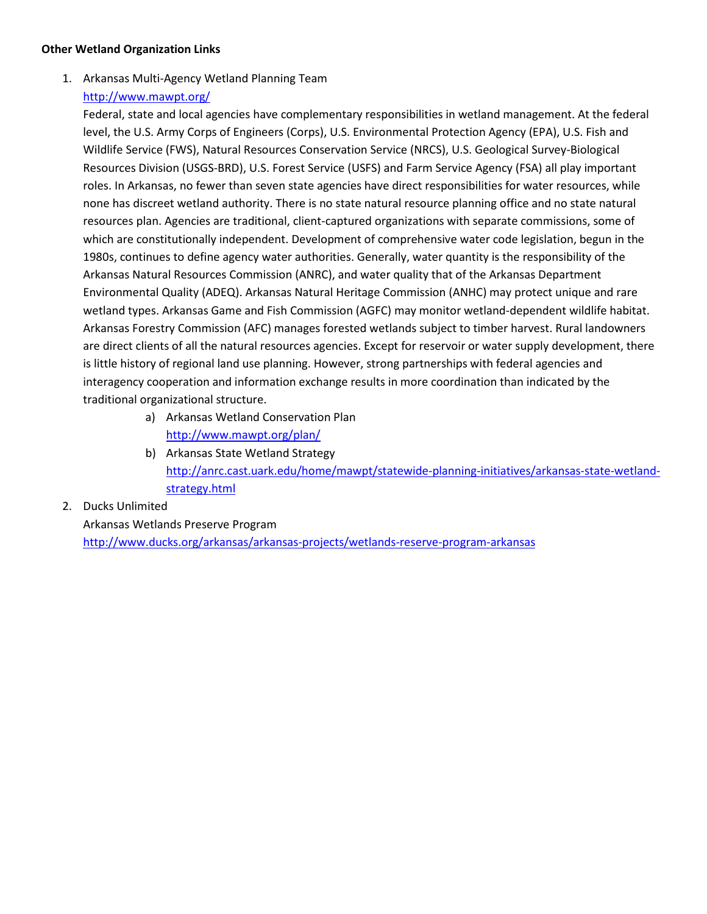**Other Wetland Organization Links**

1. Arkansas Multi-Agency Wetland Planning Team
   http://www.mawpt.org/
   Federal, state and local agencies have complementary responsibilities in wetland management. At the federal level, the U.S. Army Corps of Engineers (Corps), U.S. Environmental Protection Agency (EPA), U.S. Fish and Wildlife Service (FWS), Natural Resources Conservation Service (NRCS), U.S. Geological Survey-Biological Resources Division (USGS-BRD), U.S. Forest Service (USFS) and Farm Service Agency (FSA) all play important roles. In Arkansas, no fewer than seven state agencies have direct responsibilities for water resources, while none has discreet wetland authority. There is no state natural resource planning office and no state natural resources plan. Agencies are traditional, client-captured organizations with separate commissions, some of which are constitutionally independent. Development of comprehensive water code legislation, begun in the 1980s, continues to define agency water authorities. Generally, water quantity is the responsibility of the Arkansas Natural Resources Commission (ANRC), and water quality that of the Arkansas Department Environmental Quality (ADEQ). Arkansas Natural Heritage Commission (ANHC) may protect unique and rare wetland types. Arkansas Game and Fish Commission (AGFC) may monitor wetland-dependent wildlife habitat. Arkansas Forestry Commission (AFC) manages forested wetlands subject to timber harvest. Rural landowners are direct clients of all the natural resources agencies. Except for reservoir or water supply development, there is little history of regional land use planning. However, strong partnerships with federal agencies and interagency cooperation and information exchange results in more coordination than indicated by the traditional organizational structure.
   a) Arkansas Wetland Conservation Plan
      http://www.mawpt.org/plan/
   b) Arkansas State Wetland Strategy
      http://anrc.cast.uark.edu/home/mawpt/statewide-planning-initiatives/arkansas-state-wetland-strategy.html
2. Ducks Unlimited
   Arkansas Wetlands Preserve Program
   http://www.ducks.org/arkansas/arkansas-projects/wetlands-reserve-program-arkansas